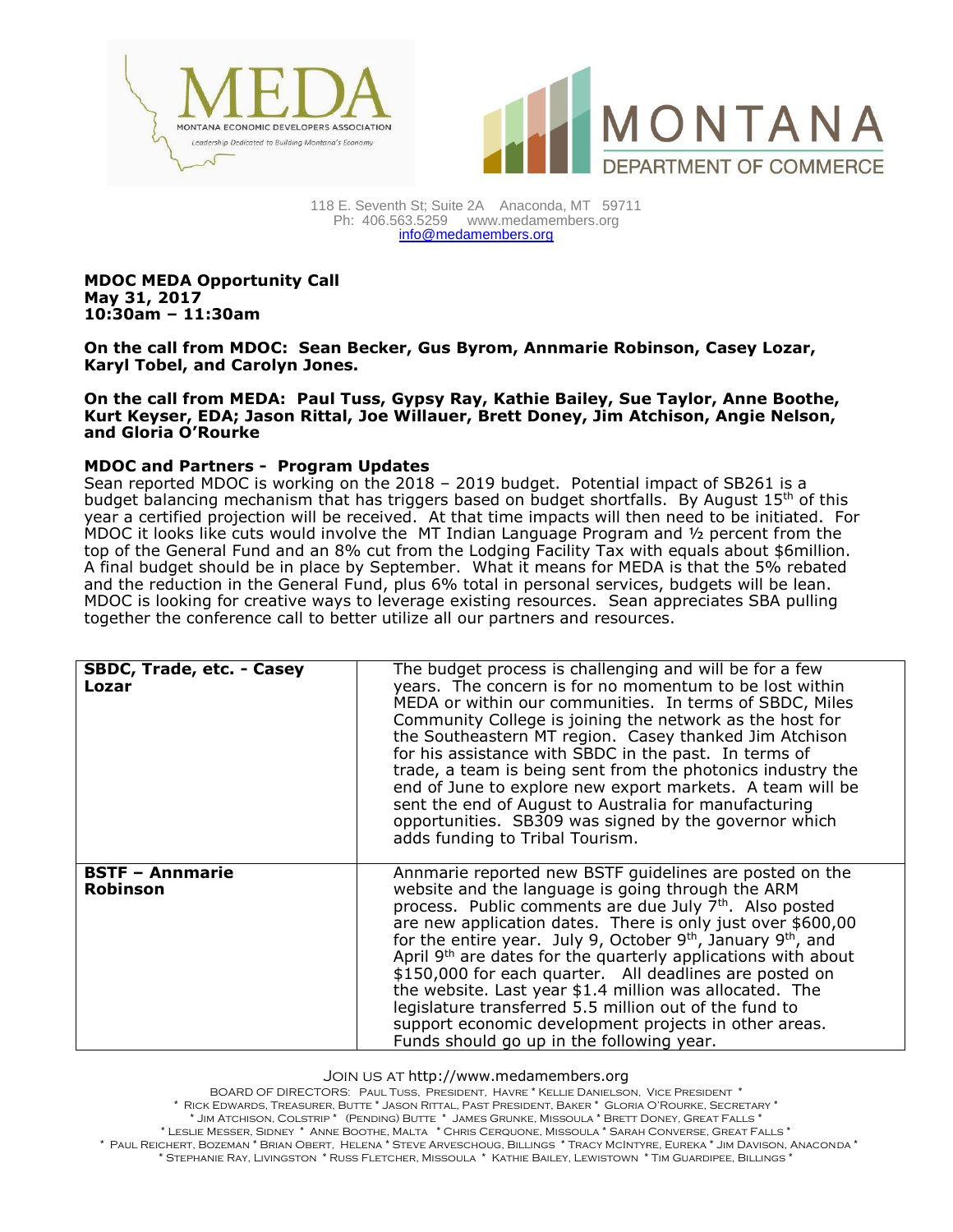118 E. Seventh St; Suite 2A Anaconda, MT 59711
Ph: 406.563.5259 www.medamembers.org
info@medamembers.org

**MDOC MEDA Opportunity Call**
**May 31, 2017**
**10:30am – 11:30am**

**On the call from MDOC: Sean Becker, Gus Byrom, Annmarie Robinson, Casey Lozar, Karyl Tobel, and Carolyn Jones.**

**On the call from MEDA: Paul Tuss, Gypsy Ray, Kathie Bailey, Sue Taylor, Anne Boothe, Kurt Keyser, EDA; Jason Rittal, Joe Willauer, Brett Doney, Jim Atchison, Angie Nelson, and Gloria O'Rourke**

**MDOC and Partners - Program Updates**

Sean reported MDOC is working on the 2018 – 2019 budget. Potential impact of SB261 is a budget balancing mechanism that has triggers based on budget shortfalls. By August 15th of this year a certified projection will be received. At that time impacts will then need to be initiated. For MDOC it looks like cuts would involve the MT Indian Language Program and ½ percent from the top of the General Fund and an 8% cut from the Lodging Facility Tax with equals about $6million. A final budget should be in place by September. What it means for MEDA is that the 5% rebated and the reduction in the General Fund, plus 6% total in personal services, budgets will be lean. MDOC is looking for creative ways to leverage existing resources. Sean appreciates SBA pulling together the conference call to better utilize all our partners and resources.

| | |
|---|---|
| **SBDC, Trade, etc. - Casey Lozar** | The budget process is challenging and will be for a few years. The concern is for no momentum to be lost within MEDA or within our communities. In terms of SBDC, Miles Community College is joining the network as the host for the Southeastern MT region. Casey thanked Jim Atchison for his assistance with SBDC in the past. In terms of trade, a team is being sent from the photonics industry the end of June to explore new export markets. A team will be sent the end of August to Australia for manufacturing opportunities. SB309 was signed by the governor which adds funding to Tribal Tourism. |
| **BSTF – Annmarie Robinson** | Annmarie reported new BSTF guidelines are posted on the website and the language is going through the ARM process. Public comments are due July 7th. Also posted are new application dates. There is only just over $600,00 for the entire year. July 9, October 9th, January 9th, and April 9th are dates for the quarterly applications with about $150,000 for each quarter. All deadlines are posted on the website. Last year $1.4 million was allocated. The legislature transferred 5.5 million out of the fund to support economic development projects in other areas. Funds should go up in the following year. |

Join us at http://www.medamembers.org

Board of Directors: Paul Tuss, President, Havre * Kellie Danielson, Vice President *
* Rick Edwards, Treasurer, Butte * Jason Rittal, Past President, Baker * Gloria O'Rourke, Secretary *
* Jim Atchison, Colstrip * (Pending) Butte * James Grunke, Missoula * Brett Doney, Great Falls *
* Leslie Messer, Sidney * Anne Boothe, Malta * Chris Cerquone, Missoula * Sarah Converse, Great Falls *
* Paul Reichert, Bozeman * Brian Obert, Helena * Steve Arveschoug, Billings * Tracy McIntyre, Eureka * Jim Davison, Anaconda *
* Stephanie Ray, Livingston * Russ Fletcher, Missoula * Kathie Bailey, Lewistown * Tim Guardipee, Billings *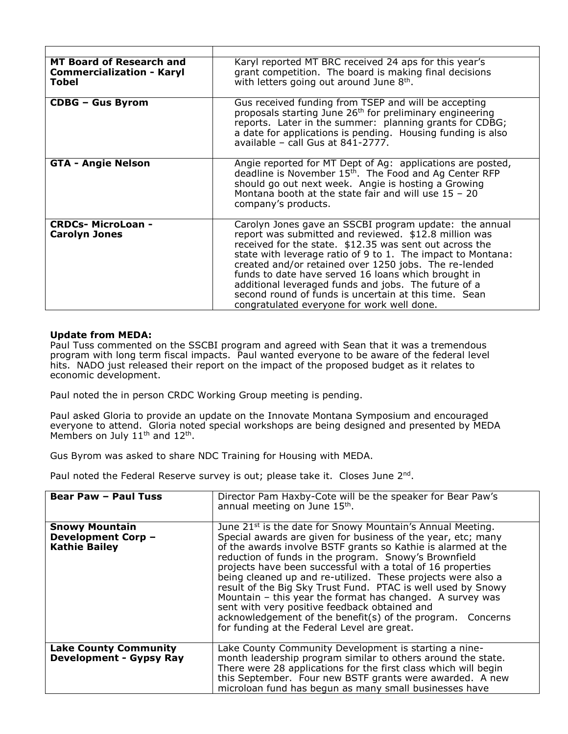| | |
|---|---|
| **MT Board of Research and Commercialization - Karyl Tobel** | Karyl reported MT BRC received 24 aps for this year's grant competition. The board is making final decisions with letters going out around June 8th. |
| **CDBG – Gus Byrom** | Gus received funding from TSEP and will be accepting proposals starting June 26th for preliminary engineering reports. Later in the summer: planning grants for CDBG; a date for applications is pending. Housing funding is also available – call Gus at 841-2777. |
| **GTA - Angie Nelson** | Angie reported for MT Dept of Ag: applications are posted, deadline is November 15th. The Food and Ag Center RFP should go out next week. Angie is hosting a Growing Montana booth at the state fair and will use 15 – 20 company's products. |
| **CRDCs- MicroLoan - Carolyn Jones** | Carolyn Jones gave an SSCBI program update: the annual report was submitted and reviewed. $12.8 million was received for the state. $12.35 was sent out across the state with leverage ratio of 9 to 1. The impact to Montana: created and/or retained over 1250 jobs. The re-lended funds to date have served 16 loans which brought in additional leveraged funds and jobs. The future of a second round of funds is uncertain at this time. Sean congratulated everyone for work well done. |

**Update from MEDA:**
Paul Tuss commented on the SSCBI program and agreed with Sean that it was a tremendous program with long term fiscal impacts. Paul wanted everyone to be aware of the federal level hits. NADO just released their report on the impact of the proposed budget as it relates to economic development.

Paul noted the in person CRDC Working Group meeting is pending.

Paul asked Gloria to provide an update on the Innovate Montana Symposium and encouraged everyone to attend. Gloria noted special workshops are being designed and presented by MEDA Members on July 11th and 12th.

Gus Byrom was asked to share NDC Training for Housing with MEDA.

Paul noted the Federal Reserve survey is out; please take it. Closes June 2nd.

| | |
|---|---|
| **Bear Paw – Paul Tuss** | Director Pam Haxby-Cote will be the speaker for Bear Paw's annual meeting on June 15th. |
| **Snowy Mountain Development Corp – Kathie Bailey** | June 21st is the date for Snowy Mountain's Annual Meeting. Special awards are given for business of the year, etc; many of the awards involve BSTF grants so Kathie is alarmed at the reduction of funds in the program. Snowy's Brownfield projects have been successful with a total of 16 properties being cleaned up and re-utilized. These projects were also a result of the Big Sky Trust Fund. PTAC is well used by Snowy Mountain – this year the format has changed. A survey was sent with very positive feedback obtained and acknowledgement of the benefit(s) of the program. Concerns for funding at the Federal Level are great. |
| **Lake County Community Development - Gypsy Ray** | Lake County Community Development is starting a nine-month leadership program similar to others around the state. There were 28 applications for the first class which will begin this September. Four new BSTF grants were awarded. A new microloan fund has begun as many small businesses have |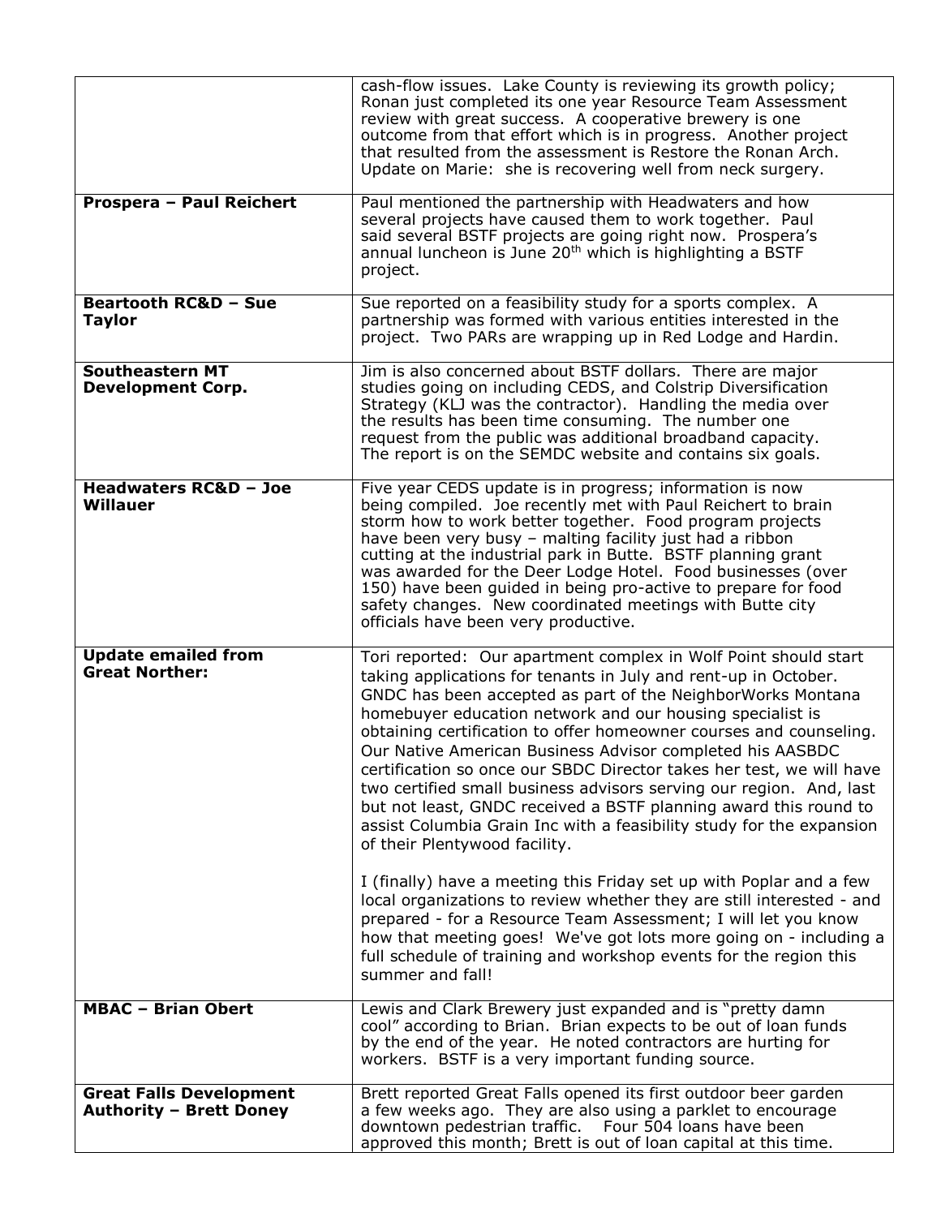| | |
|---|---|
| | cash-flow issues. Lake County is reviewing its growth policy; Ronan just completed its one year Resource Team Assessment review with great success. A cooperative brewery is one outcome from that effort which is in progress. Another project that resulted from the assessment is Restore the Ronan Arch. Update on Marie: she is recovering well from neck surgery. |
| **Prospera – Paul Reichert** | Paul mentioned the partnership with Headwaters and how several projects have caused them to work together. Paul said several BSTF projects are going right now. Prospera's annual luncheon is June 20th which is highlighting a BSTF project. |
| **Beartooth RC&D – Sue Taylor** | Sue reported on a feasibility study for a sports complex. A partnership was formed with various entities interested in the project. Two PARs are wrapping up in Red Lodge and Hardin. |
| **Southeastern MT Development Corp.** | Jim is also concerned about BSTF dollars. There are major studies going on including CEDS, and Colstrip Diversification Strategy (KLJ was the contractor). Handling the media over the results has been time consuming. The number one request from the public was additional broadband capacity. The report is on the SEMDC website and contains six goals. |
| **Headwaters RC&D – Joe Willauer** | Five year CEDS update is in progress; information is now being compiled. Joe recently met with Paul Reichert to brain storm how to work better together. Food program projects have been very busy – malting facility just had a ribbon cutting at the industrial park in Butte. BSTF planning grant was awarded for the Deer Lodge Hotel. Food businesses (over 150) have been guided in being pro-active to prepare for food safety changes. New coordinated meetings with Butte city officials have been very productive. |
| **Update emailed from Great Norther:** | Tori reported: Our apartment complex in Wolf Point should start taking applications for tenants in July and rent-up in October. GNDC has been accepted as part of the NeighborWorks Montana homebuyer education network and our housing specialist is obtaining certification to offer homeowner courses and counseling. Our Native American Business Advisor completed his AASBDC certification so once our SBDC Director takes her test, we will have two certified small business advisors serving our region. And, last but not least, GNDC received a BSTF planning award this round to assist Columbia Grain Inc with a feasibility study for the expansion of their Plentywood facility.<br><br>I (finally) have a meeting this Friday set up with Poplar and a few local organizations to review whether they are still interested - and prepared - for a Resource Team Assessment; I will let you know how that meeting goes! We've got lots more going on - including a full schedule of training and workshop events for the region this summer and fall! |
| **MBAC – Brian Obert** | Lewis and Clark Brewery just expanded and is "pretty damn cool" according to Brian. Brian expects to be out of loan funds by the end of the year. He noted contractors are hurting for workers. BSTF is a very important funding source. |
| **Great Falls Development Authority – Brett Doney** | Brett reported Great Falls opened its first outdoor beer garden a few weeks ago. They are also using a parklet to encourage downtown pedestrian traffic. Four 504 loans have been approved this month; Brett is out of loan capital at this time. |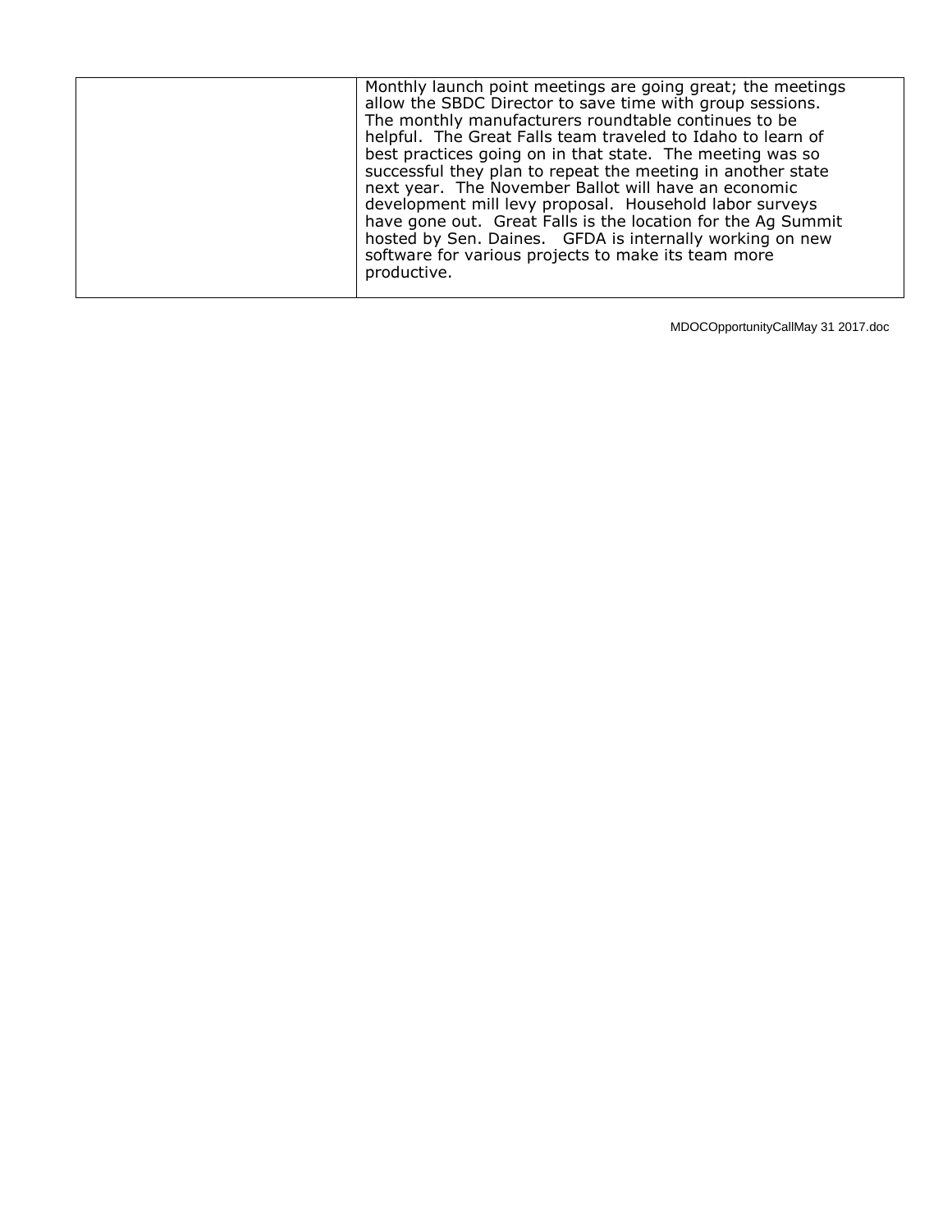| | |
|---|---|
| | Monthly launch point meetings are going great; the meetings allow the SBDC Director to save time with group sessions. The monthly manufacturers roundtable continues to be helpful. The Great Falls team traveled to Idaho to learn of best practices going on in that state. The meeting was so successful they plan to repeat the meeting in another state next year. The November Ballot will have an economic development mill levy proposal. Household labor surveys have gone out. Great Falls is the location for the Ag Summit hosted by Sen. Daines. GFDA is internally working on new software for various projects to make its team more productive. |

MDOCOpportunityCallMay 31 2017.doc